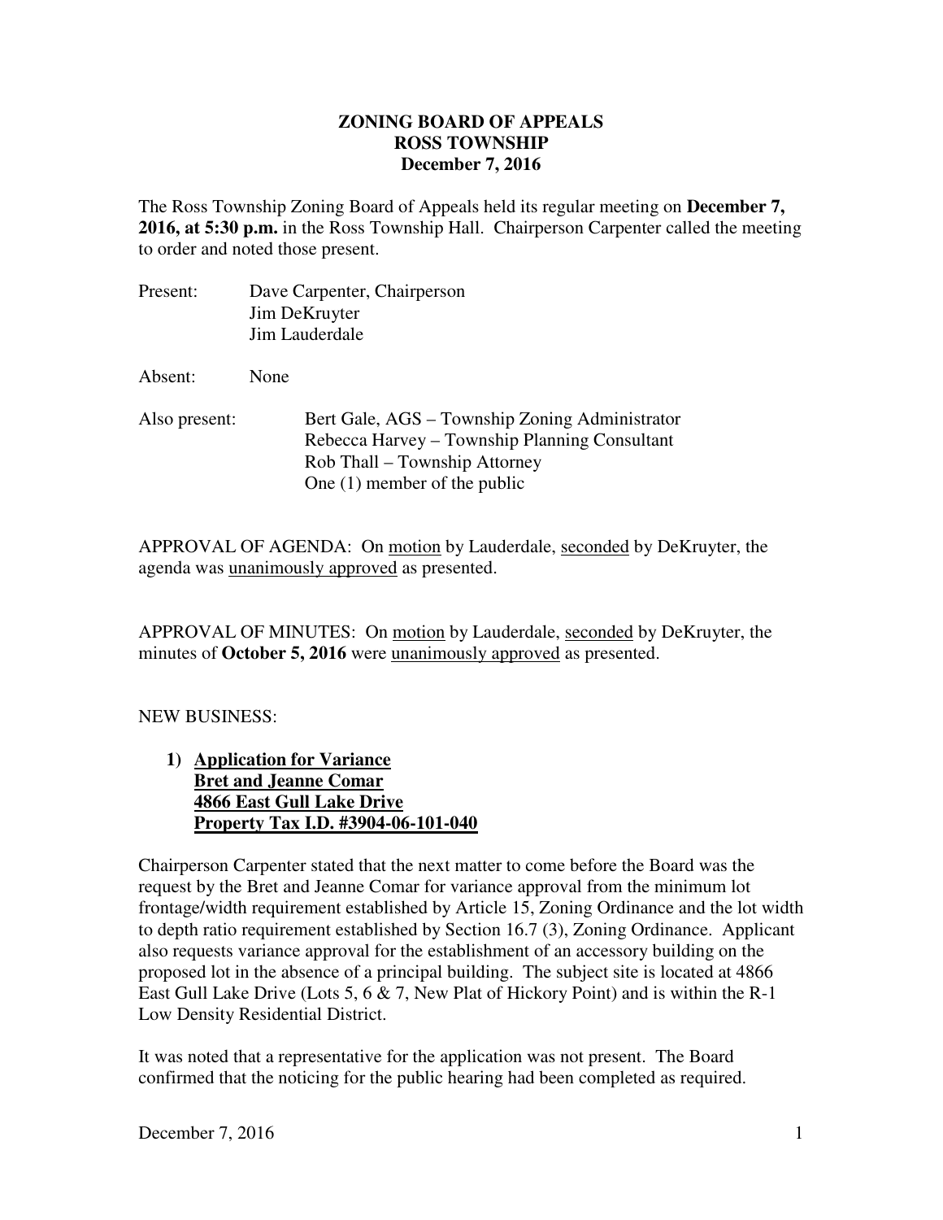# ZONING BOARD OF APPEALS
# ROSS TOWNSHIP
# December 7, 2016

The Ross Township Zoning Board of Appeals held its regular meeting on **December 7, 2016, at 5:30 p.m.** in the Ross Township Hall. Chairperson Carpenter called the meeting to order and noted those present.

Present: Dave Carpenter, Chairperson
Jim DeKruyter
Jim Lauderdale

Absent: None

Also present: Bert Gale, AGS – Township Zoning Administrator
Rebecca Harvey – Township Planning Consultant
Rob Thall – Township Attorney
One (1) member of the public

APPROVAL OF AGENDA: On motion by Lauderdale, seconded by DeKruyter, the agenda was unanimously approved as presented.

APPROVAL OF MINUTES: On motion by Lauderdale, seconded by DeKruyter, the minutes of **October 5, 2016** were unanimously approved as presented.

NEW BUSINESS:

1) **Application for Variance**
**Bret and Jeanne Comar**
**4866 East Gull Lake Drive**
**Property Tax I.D. #3904-06-101-040**

Chairperson Carpenter stated that the next matter to come before the Board was the request by the Bret and Jeanne Comar for variance approval from the minimum lot frontage/width requirement established by Article 15, Zoning Ordinance and the lot width to depth ratio requirement established by Section 16.7 (3), Zoning Ordinance. Applicant also requests variance approval for the establishment of an accessory building on the proposed lot in the absence of a principal building. The subject site is located at 4866 East Gull Lake Drive (Lots 5, 6 & 7, New Plat of Hickory Point) and is within the R-1 Low Density Residential District.

It was noted that a representative for the application was not present. The Board confirmed that the noticing for the public hearing had been completed as required.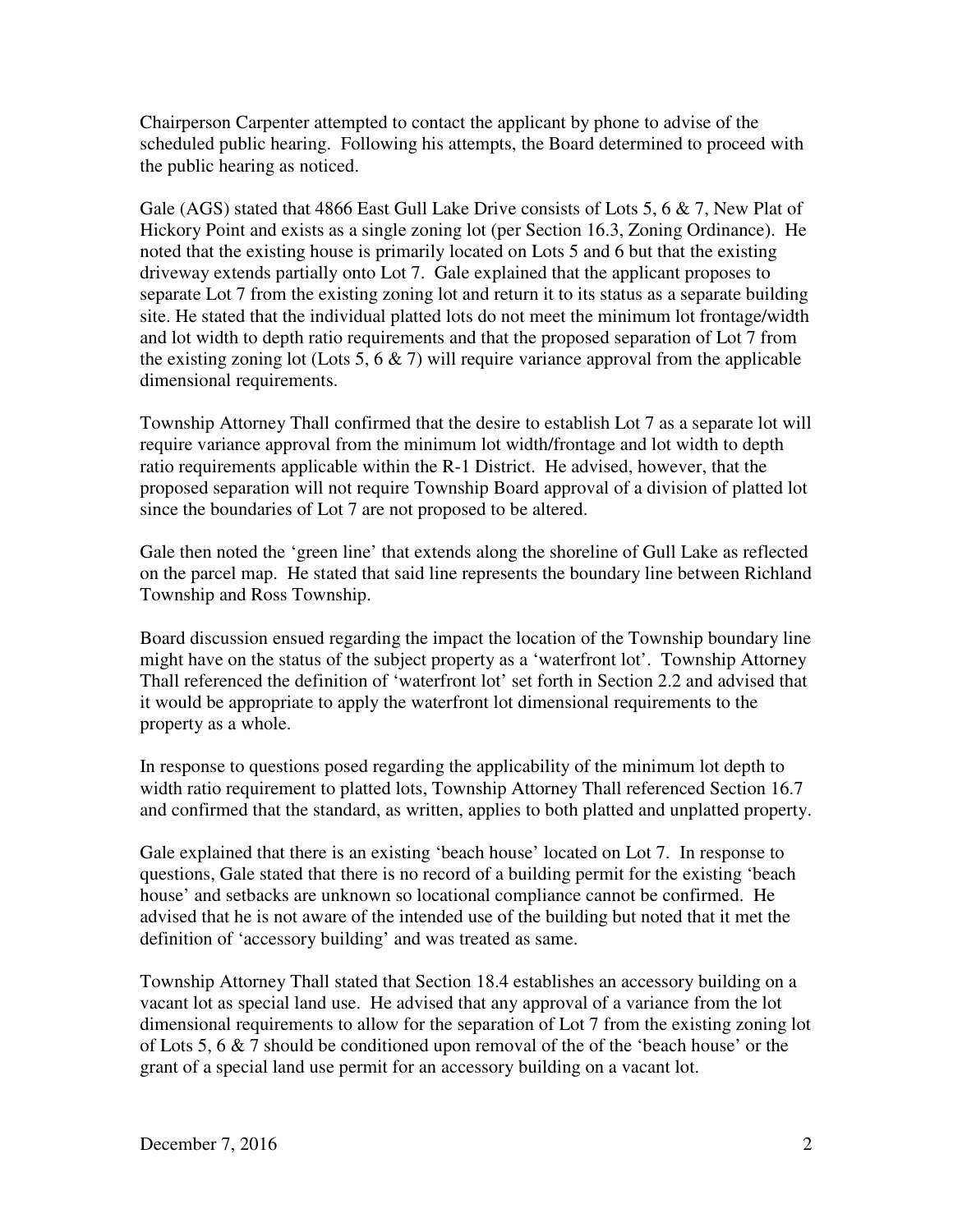Chairperson Carpenter attempted to contact the applicant by phone to advise of the scheduled public hearing. Following his attempts, the Board determined to proceed with the public hearing as noticed.

Gale (AGS) stated that 4866 East Gull Lake Drive consists of Lots 5, 6 & 7, New Plat of Hickory Point and exists as a single zoning lot (per Section 16.3, Zoning Ordinance). He noted that the existing house is primarily located on Lots 5 and 6 but that the existing driveway extends partially onto Lot 7. Gale explained that the applicant proposes to separate Lot 7 from the existing zoning lot and return it to its status as a separate building site. He stated that the individual platted lots do not meet the minimum lot frontage/width and lot width to depth ratio requirements and that the proposed separation of Lot 7 from the existing zoning lot (Lots 5, 6 & 7) will require variance approval from the applicable dimensional requirements.

Township Attorney Thall confirmed that the desire to establish Lot 7 as a separate lot will require variance approval from the minimum lot width/frontage and lot width to depth ratio requirements applicable within the R-1 District. He advised, however, that the proposed separation will not require Township Board approval of a division of platted lot since the boundaries of Lot 7 are not proposed to be altered.

Gale then noted the 'green line' that extends along the shoreline of Gull Lake as reflected on the parcel map. He stated that said line represents the boundary line between Richland Township and Ross Township.

Board discussion ensued regarding the impact the location of the Township boundary line might have on the status of the subject property as a 'waterfront lot'. Township Attorney Thall referenced the definition of 'waterfront lot' set forth in Section 2.2 and advised that it would be appropriate to apply the waterfront lot dimensional requirements to the property as a whole.

In response to questions posed regarding the applicability of the minimum lot depth to width ratio requirement to platted lots, Township Attorney Thall referenced Section 16.7 and confirmed that the standard, as written, applies to both platted and unplatted property.

Gale explained that there is an existing 'beach house' located on Lot 7. In response to questions, Gale stated that there is no record of a building permit for the existing 'beach house' and setbacks are unknown so locational compliance cannot be confirmed. He advised that he is not aware of the intended use of the building but noted that it met the definition of 'accessory building' and was treated as same.

Township Attorney Thall stated that Section 18.4 establishes an accessory building on a vacant lot as special land use. He advised that any approval of a variance from the lot dimensional requirements to allow for the separation of Lot 7 from the existing zoning lot of Lots 5, 6 & 7 should be conditioned upon removal of the of the 'beach house' or the grant of a special land use permit for an accessory building on a vacant lot.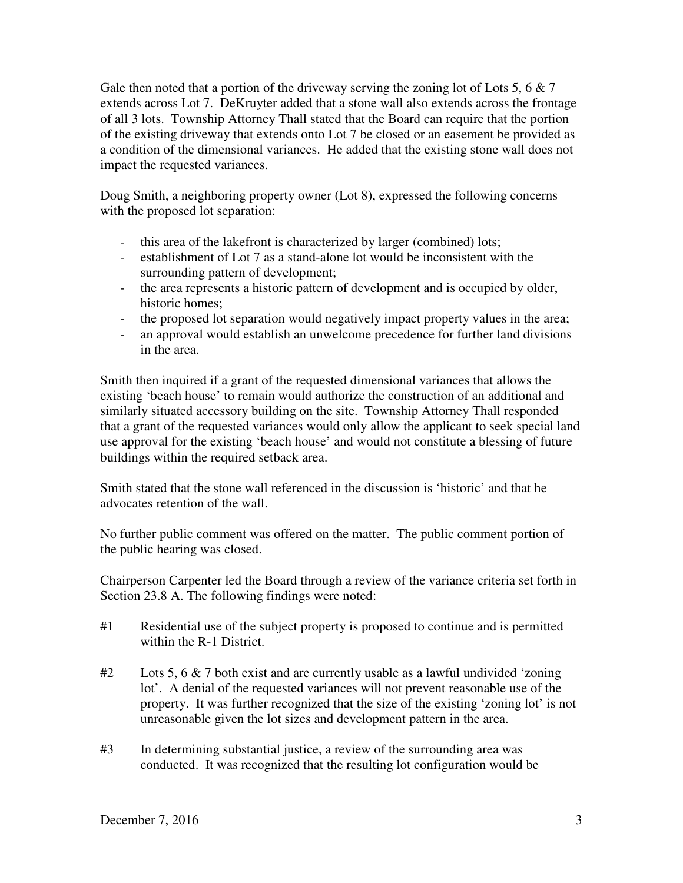Gale then noted that a portion of the driveway serving the zoning lot of Lots 5, 6 & 7 extends across Lot 7. DeKruyter added that a stone wall also extends across the frontage of all 3 lots. Township Attorney Thall stated that the Board can require that the portion of the existing driveway that extends onto Lot 7 be closed or an easement be provided as a condition of the dimensional variances. He added that the existing stone wall does not impact the requested variances.

Doug Smith, a neighboring property owner (Lot 8), expressed the following concerns with the proposed lot separation:

- this area of the lakefront is characterized by larger (combined) lots;
- establishment of Lot 7 as a stand-alone lot would be inconsistent with the surrounding pattern of development;
- the area represents a historic pattern of development and is occupied by older, historic homes;
- the proposed lot separation would negatively impact property values in the area;
- an approval would establish an unwelcome precedence for further land divisions in the area.

Smith then inquired if a grant of the requested dimensional variances that allows the existing 'beach house' to remain would authorize the construction of an additional and similarly situated accessory building on the site. Township Attorney Thall responded that a grant of the requested variances would only allow the applicant to seek special land use approval for the existing 'beach house' and would not constitute a blessing of future buildings within the required setback area.

Smith stated that the stone wall referenced in the discussion is 'historic' and that he advocates retention of the wall.

No further public comment was offered on the matter. The public comment portion of the public hearing was closed.

Chairperson Carpenter led the Board through a review of the variance criteria set forth in Section 23.8 A. The following findings were noted:

#1 Residential use of the subject property is proposed to continue and is permitted within the R-1 District.

#2 Lots 5, 6 & 7 both exist and are currently usable as a lawful undivided 'zoning lot'. A denial of the requested variances will not prevent reasonable use of the property. It was further recognized that the size of the existing 'zoning lot' is not unreasonable given the lot sizes and development pattern in the area.

#3 In determining substantial justice, a review of the surrounding area was conducted. It was recognized that the resulting lot configuration would be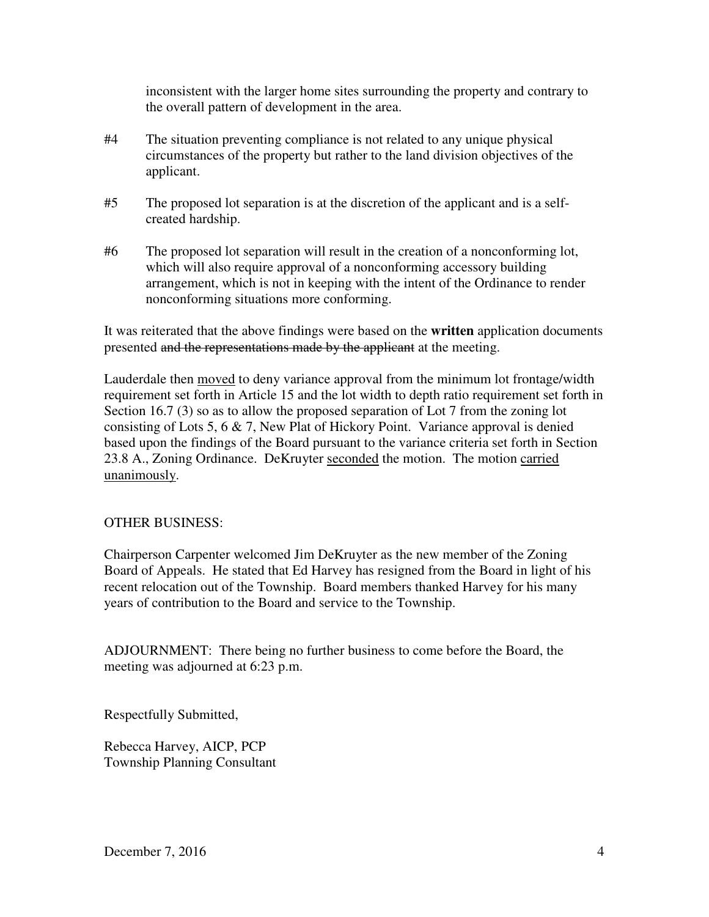inconsistent with the larger home sites surrounding the property and contrary to the overall pattern of development in the area.

#4 The situation preventing compliance is not related to any unique physical circumstances of the property but rather to the land division objectives of the applicant.

#5 The proposed lot separation is at the discretion of the applicant and is a self-created hardship.

#6 The proposed lot separation will result in the creation of a nonconforming lot, which will also require approval of a nonconforming accessory building arrangement, which is not in keeping with the intent of the Ordinance to render nonconforming situations more conforming.

It was reiterated that the above findings were based on the **written** application documents presented ~~and the representations made by the applicant~~ at the meeting.

Lauderdale then moved to deny variance approval from the minimum lot frontage/width requirement set forth in Article 15 and the lot width to depth ratio requirement set forth in Section 16.7 (3) so as to allow the proposed separation of Lot 7 from the zoning lot consisting of Lots 5, 6 & 7, New Plat of Hickory Point. Variance approval is denied based upon the findings of the Board pursuant to the variance criteria set forth in Section 23.8 A., Zoning Ordinance. DeKruyter seconded the motion. The motion carried unanimously.

OTHER BUSINESS:

Chairperson Carpenter welcomed Jim DeKruyter as the new member of the Zoning Board of Appeals. He stated that Ed Harvey has resigned from the Board in light of his recent relocation out of the Township. Board members thanked Harvey for his many years of contribution to the Board and service to the Township.

ADJOURNMENT: There being no further business to come before the Board, the meeting was adjourned at 6:23 p.m.

Respectfully Submitted,

Rebecca Harvey, AICP, PCP
Township Planning Consultant

December 7, 2016